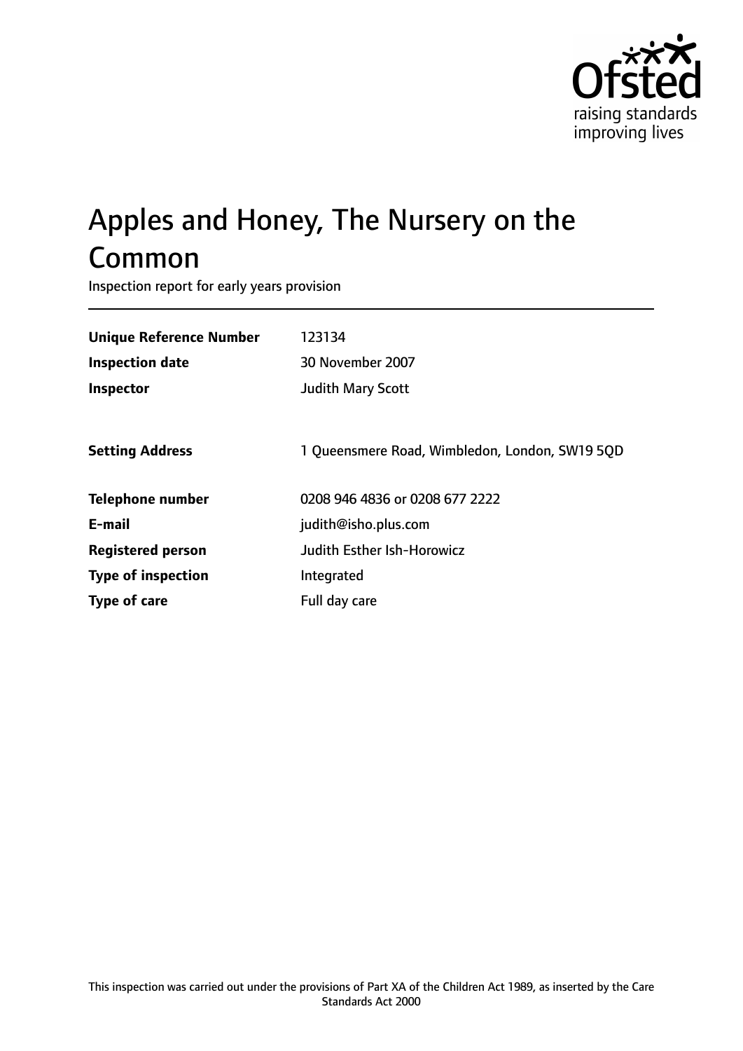Ofsted
raising standards
improving lives

# Apples and Honey, The Nursery on the Common

Inspection report for early years provision

| | |
|---|---|
| **Unique Reference Number** | 123134 |
| **Inspection date** | 30 November 2007 |
| **Inspector** | Judith Mary Scott |
| | |
| **Setting Address** | 1 Queensmere Road, Wimbledon, London, SW19 5QD |
| | |
| **Telephone number** | 0208 946 4836 or 0208 677 2222 |
| **E-mail** | judith@isho.plus.com |
| **Registered person** | Judith Esther Ish-Horowicz |
| **Type of inspection** | Integrated |
| **Type of care** | Full day care |

This inspection was carried out under the provisions of Part XA of the Children Act 1989, as inserted by the Care Standards Act 2000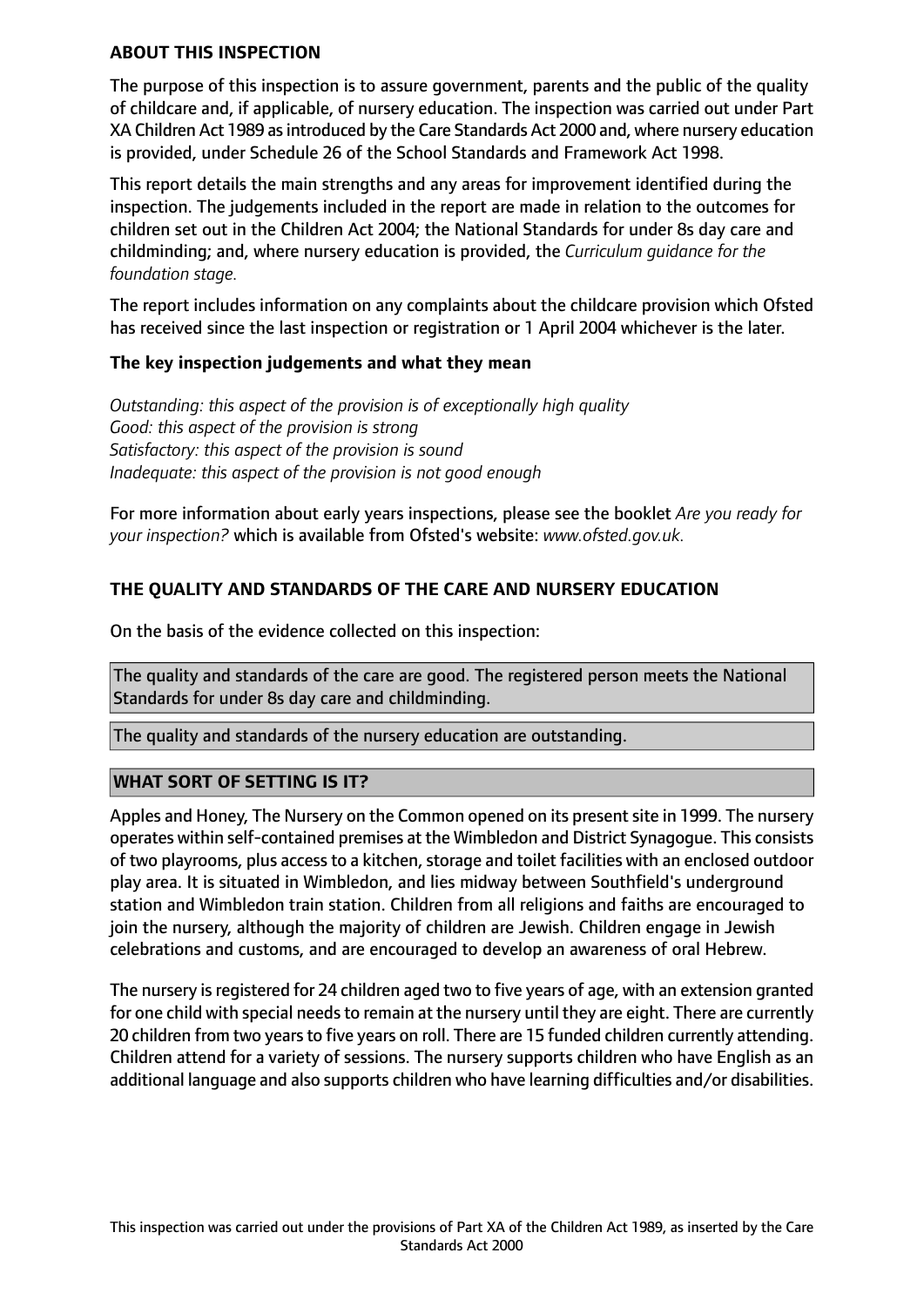## ABOUT THIS INSPECTION

The purpose of this inspection is to assure government, parents and the public of the quality of childcare and, if applicable, of nursery education. The inspection was carried out under Part XA Children Act 1989 as introduced by the Care Standards Act 2000 and, where nursery education is provided, under Schedule 26 of the School Standards and Framework Act 1998.

This report details the main strengths and any areas for improvement identified during the inspection. The judgements included in the report are made in relation to the outcomes for children set out in the Children Act 2004; the National Standards for under 8s day care and childminding; and, where nursery education is provided, the *Curriculum guidance for the foundation stage.*

The report includes information on any complaints about the childcare provision which Ofsted has received since the last inspection or registration or 1 April 2004 whichever is the later.

### The key inspection judgements and what they mean

*Outstanding: this aspect of the provision is of exceptionally high quality*
*Good: this aspect of the provision is strong*
*Satisfactory: this aspect of the provision is sound*
*Inadequate: this aspect of the provision is not good enough*

For more information about early years inspections, please see the booklet *Are you ready for your inspection?* which is available from Ofsted's website: *www.ofsted.gov.uk.*

## THE QUALITY AND STANDARDS OF THE CARE AND NURSERY EDUCATION

On the basis of the evidence collected on this inspection:

The quality and standards of the care are good. The registered person meets the National Standards for under 8s day care and childminding.

The quality and standards of the nursery education are outstanding.

## WHAT SORT OF SETTING IS IT?

Apples and Honey, The Nursery on the Common opened on its present site in 1999. The nursery operates within self-contained premises at the Wimbledon and District Synagogue. This consists of two playrooms, plus access to a kitchen, storage and toilet facilities with an enclosed outdoor play area. It is situated in Wimbledon, and lies midway between Southfield's underground station and Wimbledon train station. Children from all religions and faiths are encouraged to join the nursery, although the majority of children are Jewish. Children engage in Jewish celebrations and customs, and are encouraged to develop an awareness of oral Hebrew.

The nursery is registered for 24 children aged two to five years of age, with an extension granted for one child with special needs to remain at the nursery until they are eight. There are currently 20 children from two years to five years on roll. There are 15 funded children currently attending. Children attend for a variety of sessions. The nursery supports children who have English as an additional language and also supports children who have learning difficulties and/or disabilities.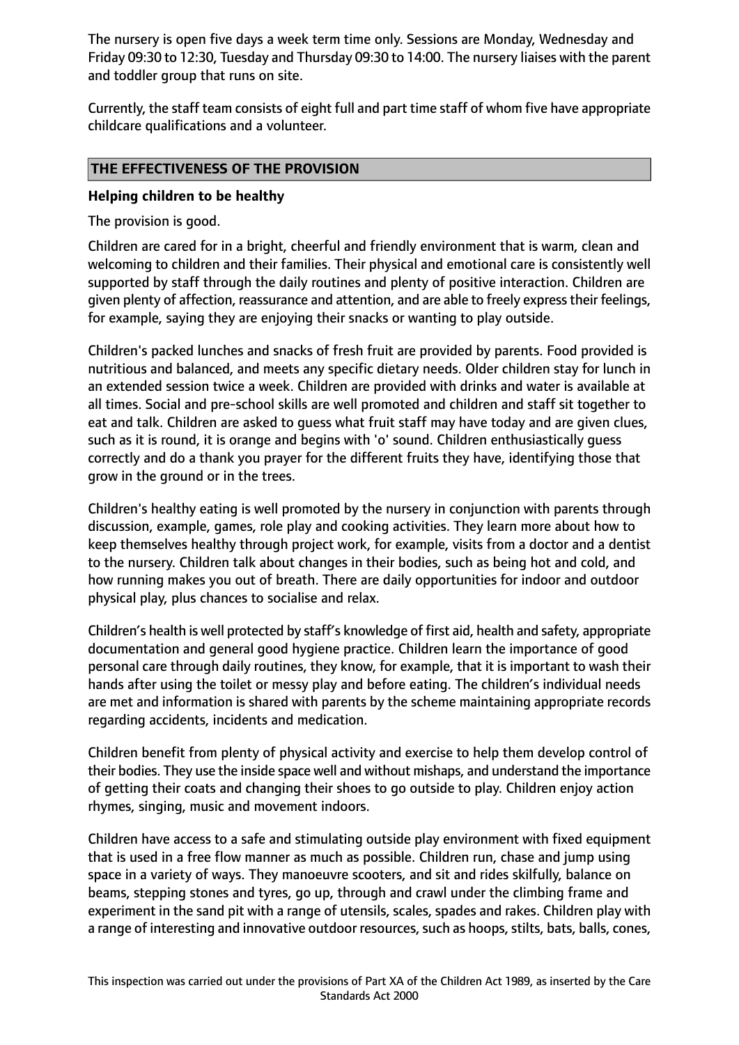The nursery is open five days a week term time only. Sessions are Monday, Wednesday and Friday 09:30 to 12:30, Tuesday and Thursday 09:30 to 14:00. The nursery liaises with the parent and toddler group that runs on site.

Currently, the staff team consists of eight full and part time staff of whom five have appropriate childcare qualifications and a volunteer.

## THE EFFECTIVENESS OF THE PROVISION

### Helping children to be healthy

The provision is good.

Children are cared for in a bright, cheerful and friendly environment that is warm, clean and welcoming to children and their families. Their physical and emotional care is consistently well supported by staff through the daily routines and plenty of positive interaction. Children are given plenty of affection, reassurance and attention, and are able to freely express their feelings, for example, saying they are enjoying their snacks or wanting to play outside.

Children's packed lunches and snacks of fresh fruit are provided by parents. Food provided is nutritious and balanced, and meets any specific dietary needs. Older children stay for lunch in an extended session twice a week. Children are provided with drinks and water is available at all times. Social and pre-school skills are well promoted and children and staff sit together to eat and talk. Children are asked to guess what fruit staff may have today and are given clues, such as it is round, it is orange and begins with 'o' sound. Children enthusiastically guess correctly and do a thank you prayer for the different fruits they have, identifying those that grow in the ground or in the trees.

Children's healthy eating is well promoted by the nursery in conjunction with parents through discussion, example, games, role play and cooking activities. They learn more about how to keep themselves healthy through project work, for example, visits from a doctor and a dentist to the nursery. Children talk about changes in their bodies, such as being hot and cold, and how running makes you out of breath. There are daily opportunities for indoor and outdoor physical play, plus chances to socialise and relax.

Children's health is well protected by staff's knowledge of first aid, health and safety, appropriate documentation and general good hygiene practice. Children learn the importance of good personal care through daily routines, they know, for example, that it is important to wash their hands after using the toilet or messy play and before eating. The children's individual needs are met and information is shared with parents by the scheme maintaining appropriate records regarding accidents, incidents and medication.

Children benefit from plenty of physical activity and exercise to help them develop control of their bodies. They use the inside space well and without mishaps, and understand the importance of getting their coats and changing their shoes to go outside to play. Children enjoy action rhymes, singing, music and movement indoors.

Children have access to a safe and stimulating outside play environment with fixed equipment that is used in a free flow manner as much as possible. Children run, chase and jump using space in a variety of ways. They manoeuvre scooters, and sit and rides skilfully, balance on beams, stepping stones and tyres, go up, through and crawl under the climbing frame and experiment in the sand pit with a range of utensils, scales, spades and rakes. Children play with a range of interesting and innovative outdoor resources, such as hoops, stilts, bats, balls, cones,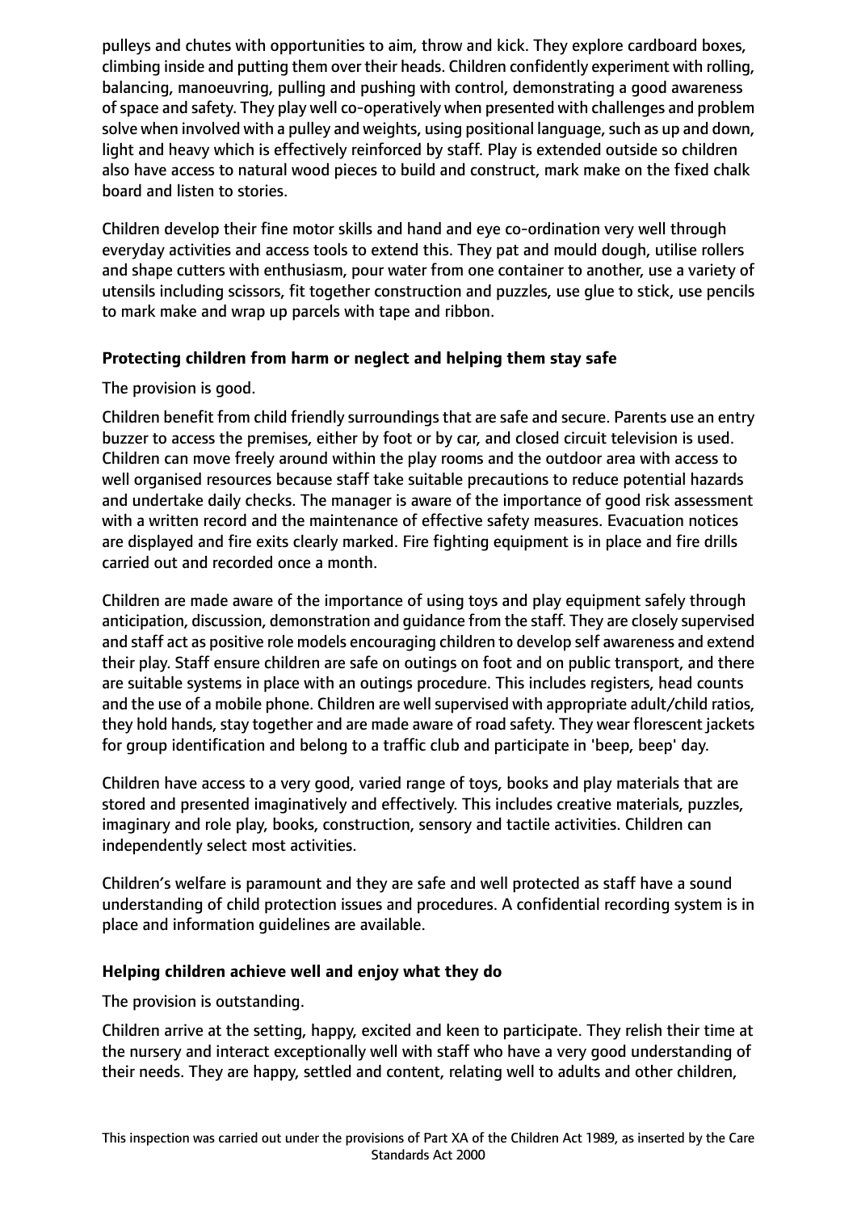pulleys and chutes with opportunities to aim, throw and kick. They explore cardboard boxes, climbing inside and putting them over their heads. Children confidently experiment with rolling, balancing, manoeuvring, pulling and pushing with control, demonstrating a good awareness of space and safety. They play well co-operatively when presented with challenges and problem solve when involved with a pulley and weights, using positional language, such as up and down, light and heavy which is effectively reinforced by staff. Play is extended outside so children also have access to natural wood pieces to build and construct, mark make on the fixed chalk board and listen to stories.

Children develop their fine motor skills and hand and eye co-ordination very well through everyday activities and access tools to extend this. They pat and mould dough, utilise rollers and shape cutters with enthusiasm, pour water from one container to another, use a variety of utensils including scissors, fit together construction and puzzles, use glue to stick, use pencils to mark make and wrap up parcels with tape and ribbon.

**Protecting children from harm or neglect and helping them stay safe**

The provision is good.

Children benefit from child friendly surroundings that are safe and secure. Parents use an entry buzzer to access the premises, either by foot or by car, and closed circuit television is used. Children can move freely around within the play rooms and the outdoor area with access to well organised resources because staff take suitable precautions to reduce potential hazards and undertake daily checks. The manager is aware of the importance of good risk assessment with a written record and the maintenance of effective safety measures. Evacuation notices are displayed and fire exits clearly marked. Fire fighting equipment is in place and fire drills carried out and recorded once a month.

Children are made aware of the importance of using toys and play equipment safely through anticipation, discussion, demonstration and guidance from the staff. They are closely supervised and staff act as positive role models encouraging children to develop self awareness and extend their play. Staff ensure children are safe on outings on foot and on public transport, and there are suitable systems in place with an outings procedure. This includes registers, head counts and the use of a mobile phone. Children are well supervised with appropriate adult/child ratios, they hold hands, stay together and are made aware of road safety. They wear florescent jackets for group identification and belong to a traffic club and participate in 'beep, beep' day.

Children have access to a very good, varied range of toys, books and play materials that are stored and presented imaginatively and effectively. This includes creative materials, puzzles, imaginary and role play, books, construction, sensory and tactile activities. Children can independently select most activities.

Children's welfare is paramount and they are safe and well protected as staff have a sound understanding of child protection issues and procedures. A confidential recording system is in place and information guidelines are available.

**Helping children achieve well and enjoy what they do**

The provision is outstanding.

Children arrive at the setting, happy, excited and keen to participate. They relish their time at the nursery and interact exceptionally well with staff who have a very good understanding of their needs. They are happy, settled and content, relating well to adults and other children,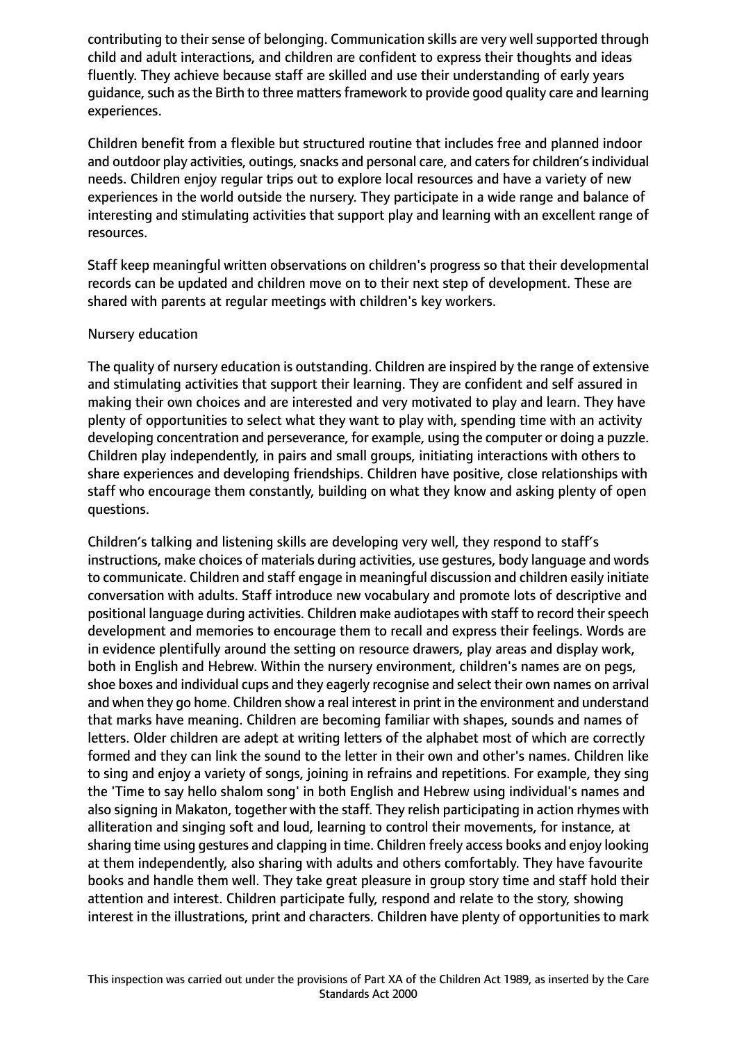contributing to their sense of belonging. Communication skills are very well supported through child and adult interactions, and children are confident to express their thoughts and ideas fluently. They achieve because staff are skilled and use their understanding of early years guidance, such as the Birth to three matters framework to provide good quality care and learning experiences.

Children benefit from a flexible but structured routine that includes free and planned indoor and outdoor play activities, outings, snacks and personal care, and caters for children's individual needs. Children enjoy regular trips out to explore local resources and have a variety of new experiences in the world outside the nursery. They participate in a wide range and balance of interesting and stimulating activities that support play and learning with an excellent range of resources.

Staff keep meaningful written observations on children's progress so that their developmental records can be updated and children move on to their next step of development. These are shared with parents at regular meetings with children's key workers.

Nursery education

The quality of nursery education is outstanding. Children are inspired by the range of extensive and stimulating activities that support their learning. They are confident and self assured in making their own choices and are interested and very motivated to play and learn. They have plenty of opportunities to select what they want to play with, spending time with an activity developing concentration and perseverance, for example, using the computer or doing a puzzle. Children play independently, in pairs and small groups, initiating interactions with others to share experiences and developing friendships. Children have positive, close relationships with staff who encourage them constantly, building on what they know and asking plenty of open questions.

Children's talking and listening skills are developing very well, they respond to staff's instructions, make choices of materials during activities, use gestures, body language and words to communicate. Children and staff engage in meaningful discussion and children easily initiate conversation with adults. Staff introduce new vocabulary and promote lots of descriptive and positional language during activities. Children make audiotapes with staff to record their speech development and memories to encourage them to recall and express their feelings. Words are in evidence plentifully around the setting on resource drawers, play areas and display work, both in English and Hebrew. Within the nursery environment, children's names are on pegs, shoe boxes and individual cups and they eagerly recognise and select their own names on arrival and when they go home. Children show a real interest in print in the environment and understand that marks have meaning. Children are becoming familiar with shapes, sounds and names of letters. Older children are adept at writing letters of the alphabet most of which are correctly formed and they can link the sound to the letter in their own and other's names. Children like to sing and enjoy a variety of songs, joining in refrains and repetitions. For example, they sing the 'Time to say hello shalom song' in both English and Hebrew using individual's names and also signing in Makaton, together with the staff. They relish participating in action rhymes with alliteration and singing soft and loud, learning to control their movements, for instance, at sharing time using gestures and clapping in time. Children freely access books and enjoy looking at them independently, also sharing with adults and others comfortably. They have favourite books and handle them well. They take great pleasure in group story time and staff hold their attention and interest. Children participate fully, respond and relate to the story, showing interest in the illustrations, print and characters. Children have plenty of opportunities to mark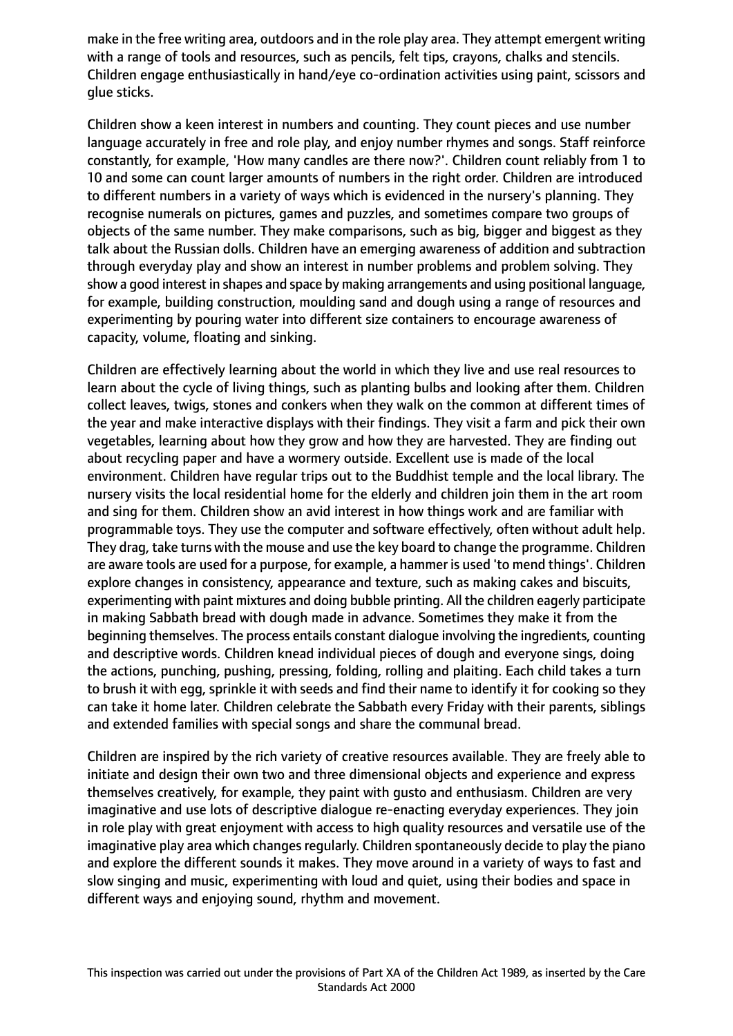make in the free writing area, outdoors and in the role play area. They attempt emergent writing with a range of tools and resources, such as pencils, felt tips, crayons, chalks and stencils. Children engage enthusiastically in hand/eye co-ordination activities using paint, scissors and glue sticks.

Children show a keen interest in numbers and counting. They count pieces and use number language accurately in free and role play, and enjoy number rhymes and songs. Staff reinforce constantly, for example, 'How many candles are there now?'. Children count reliably from 1 to 10 and some can count larger amounts of numbers in the right order. Children are introduced to different numbers in a variety of ways which is evidenced in the nursery's planning. They recognise numerals on pictures, games and puzzles, and sometimes compare two groups of objects of the same number. They make comparisons, such as big, bigger and biggest as they talk about the Russian dolls. Children have an emerging awareness of addition and subtraction through everyday play and show an interest in number problems and problem solving. They show a good interest in shapes and space by making arrangements and using positional language, for example, building construction, moulding sand and dough using a range of resources and experimenting by pouring water into different size containers to encourage awareness of capacity, volume, floating and sinking.

Children are effectively learning about the world in which they live and use real resources to learn about the cycle of living things, such as planting bulbs and looking after them. Children collect leaves, twigs, stones and conkers when they walk on the common at different times of the year and make interactive displays with their findings. They visit a farm and pick their own vegetables, learning about how they grow and how they are harvested. They are finding out about recycling paper and have a wormery outside. Excellent use is made of the local environment. Children have regular trips out to the Buddhist temple and the local library. The nursery visits the local residential home for the elderly and children join them in the art room and sing for them. Children show an avid interest in how things work and are familiar with programmable toys. They use the computer and software effectively, often without adult help. They drag, take turns with the mouse and use the key board to change the programme. Children are aware tools are used for a purpose, for example, a hammer is used 'to mend things'. Children explore changes in consistency, appearance and texture, such as making cakes and biscuits, experimenting with paint mixtures and doing bubble printing. All the children eagerly participate in making Sabbath bread with dough made in advance. Sometimes they make it from the beginning themselves. The process entails constant dialogue involving the ingredients, counting and descriptive words. Children knead individual pieces of dough and everyone sings, doing the actions, punching, pushing, pressing, folding, rolling and plaiting. Each child takes a turn to brush it with egg, sprinkle it with seeds and find their name to identify it for cooking so they can take it home later. Children celebrate the Sabbath every Friday with their parents, siblings and extended families with special songs and share the communal bread.

Children are inspired by the rich variety of creative resources available. They are freely able to initiate and design their own two and three dimensional objects and experience and express themselves creatively, for example, they paint with gusto and enthusiasm. Children are very imaginative and use lots of descriptive dialogue re-enacting everyday experiences. They join in role play with great enjoyment with access to high quality resources and versatile use of the imaginative play area which changes regularly. Children spontaneously decide to play the piano and explore the different sounds it makes. They move around in a variety of ways to fast and slow singing and music, experimenting with loud and quiet, using their bodies and space in different ways and enjoying sound, rhythm and movement.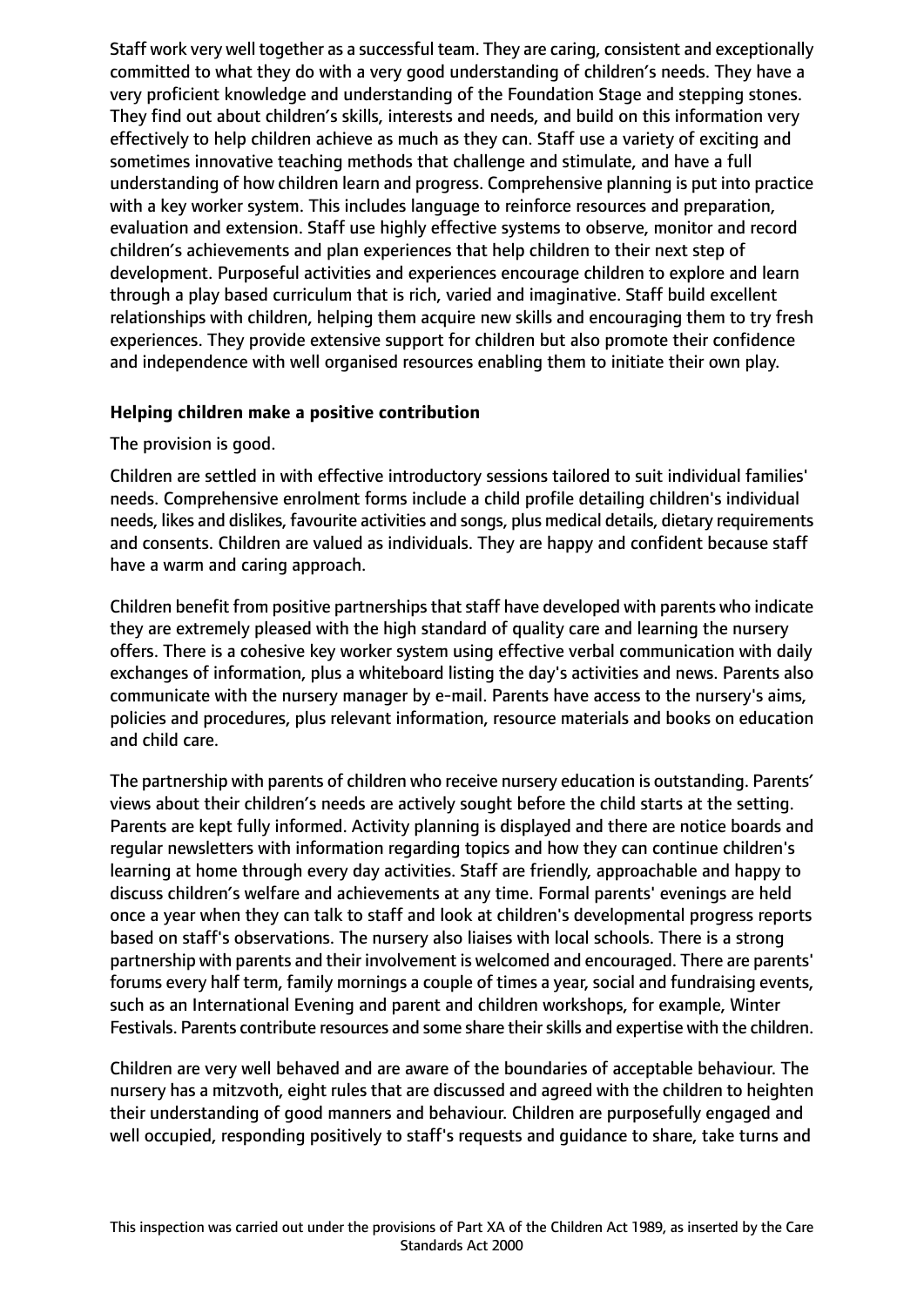Staff work very well together as a successful team. They are caring, consistent and exceptionally committed to what they do with a very good understanding of children's needs. They have a very proficient knowledge and understanding of the Foundation Stage and stepping stones. They find out about children's skills, interests and needs, and build on this information very effectively to help children achieve as much as they can. Staff use a variety of exciting and sometimes innovative teaching methods that challenge and stimulate, and have a full understanding of how children learn and progress. Comprehensive planning is put into practice with a key worker system. This includes language to reinforce resources and preparation, evaluation and extension. Staff use highly effective systems to observe, monitor and record children's achievements and plan experiences that help children to their next step of development. Purposeful activities and experiences encourage children to explore and learn through a play based curriculum that is rich, varied and imaginative. Staff build excellent relationships with children, helping them acquire new skills and encouraging them to try fresh experiences. They provide extensive support for children but also promote their confidence and independence with well organised resources enabling them to initiate their own play.

**Helping children make a positive contribution**

The provision is good.

Children are settled in with effective introductory sessions tailored to suit individual families' needs. Comprehensive enrolment forms include a child profile detailing children's individual needs, likes and dislikes, favourite activities and songs, plus medical details, dietary requirements and consents. Children are valued as individuals. They are happy and confident because staff have a warm and caring approach.

Children benefit from positive partnerships that staff have developed with parents who indicate they are extremely pleased with the high standard of quality care and learning the nursery offers. There is a cohesive key worker system using effective verbal communication with daily exchanges of information, plus a whiteboard listing the day's activities and news. Parents also communicate with the nursery manager by e-mail. Parents have access to the nursery's aims, policies and procedures, plus relevant information, resource materials and books on education and child care.

The partnership with parents of children who receive nursery education is outstanding. Parents' views about their children's needs are actively sought before the child starts at the setting. Parents are kept fully informed. Activity planning is displayed and there are notice boards and regular newsletters with information regarding topics and how they can continue children's learning at home through every day activities. Staff are friendly, approachable and happy to discuss children's welfare and achievements at any time. Formal parents' evenings are held once a year when they can talk to staff and look at children's developmental progress reports based on staff's observations. The nursery also liaises with local schools. There is a strong partnership with parents and their involvement is welcomed and encouraged. There are parents' forums every half term, family mornings a couple of times a year, social and fundraising events, such as an International Evening and parent and children workshops, for example, Winter Festivals. Parents contribute resources and some share their skills and expertise with the children.

Children are very well behaved and are aware of the boundaries of acceptable behaviour. The nursery has a mitzvoth, eight rules that are discussed and agreed with the children to heighten their understanding of good manners and behaviour. Children are purposefully engaged and well occupied, responding positively to staff's requests and guidance to share, take turns and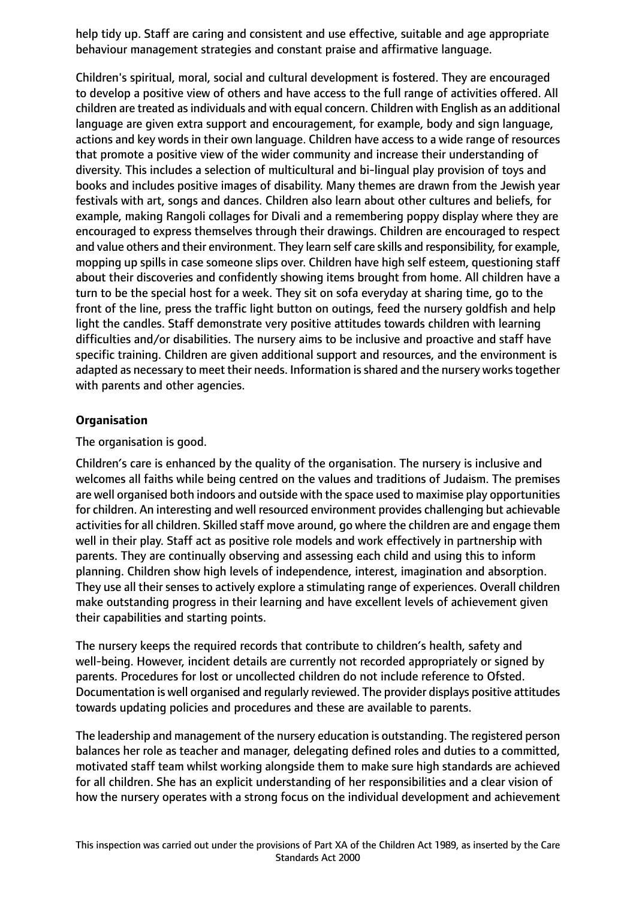help tidy up. Staff are caring and consistent and use effective, suitable and age appropriate behaviour management strategies and constant praise and affirmative language.

Children's spiritual, moral, social and cultural development is fostered. They are encouraged to develop a positive view of others and have access to the full range of activities offered. All children are treated as individuals and with equal concern. Children with English as an additional language are given extra support and encouragement, for example, body and sign language, actions and key words in their own language. Children have access to a wide range of resources that promote a positive view of the wider community and increase their understanding of diversity. This includes a selection of multicultural and bi-lingual play provision of toys and books and includes positive images of disability. Many themes are drawn from the Jewish year festivals with art, songs and dances. Children also learn about other cultures and beliefs, for example, making Rangoli collages for Divali and a remembering poppy display where they are encouraged to express themselves through their drawings. Children are encouraged to respect and value others and their environment. They learn self care skills and responsibility, for example, mopping up spills in case someone slips over. Children have high self esteem, questioning staff about their discoveries and confidently showing items brought from home. All children have a turn to be the special host for a week. They sit on sofa everyday at sharing time, go to the front of the line, press the traffic light button on outings, feed the nursery goldfish and help light the candles. Staff demonstrate very positive attitudes towards children with learning difficulties and/or disabilities. The nursery aims to be inclusive and proactive and staff have specific training. Children are given additional support and resources, and the environment is adapted as necessary to meet their needs. Information is shared and the nursery works together with parents and other agencies.

**Organisation**

The organisation is good.

Children's care is enhanced by the quality of the organisation. The nursery is inclusive and welcomes all faiths while being centred on the values and traditions of Judaism. The premises are well organised both indoors and outside with the space used to maximise play opportunities for children. An interesting and well resourced environment provides challenging but achievable activities for all children. Skilled staff move around, go where the children are and engage them well in their play. Staff act as positive role models and work effectively in partnership with parents. They are continually observing and assessing each child and using this to inform planning. Children show high levels of independence, interest, imagination and absorption. They use all their senses to actively explore a stimulating range of experiences. Overall children make outstanding progress in their learning and have excellent levels of achievement given their capabilities and starting points.

The nursery keeps the required records that contribute to children's health, safety and well-being. However, incident details are currently not recorded appropriately or signed by parents. Procedures for lost or uncollected children do not include reference to Ofsted. Documentation is well organised and regularly reviewed. The provider displays positive attitudes towards updating policies and procedures and these are available to parents.

The leadership and management of the nursery education is outstanding. The registered person balances her role as teacher and manager, delegating defined roles and duties to a committed, motivated staff team whilst working alongside them to make sure high standards are achieved for all children. She has an explicit understanding of her responsibilities and a clear vision of how the nursery operates with a strong focus on the individual development and achievement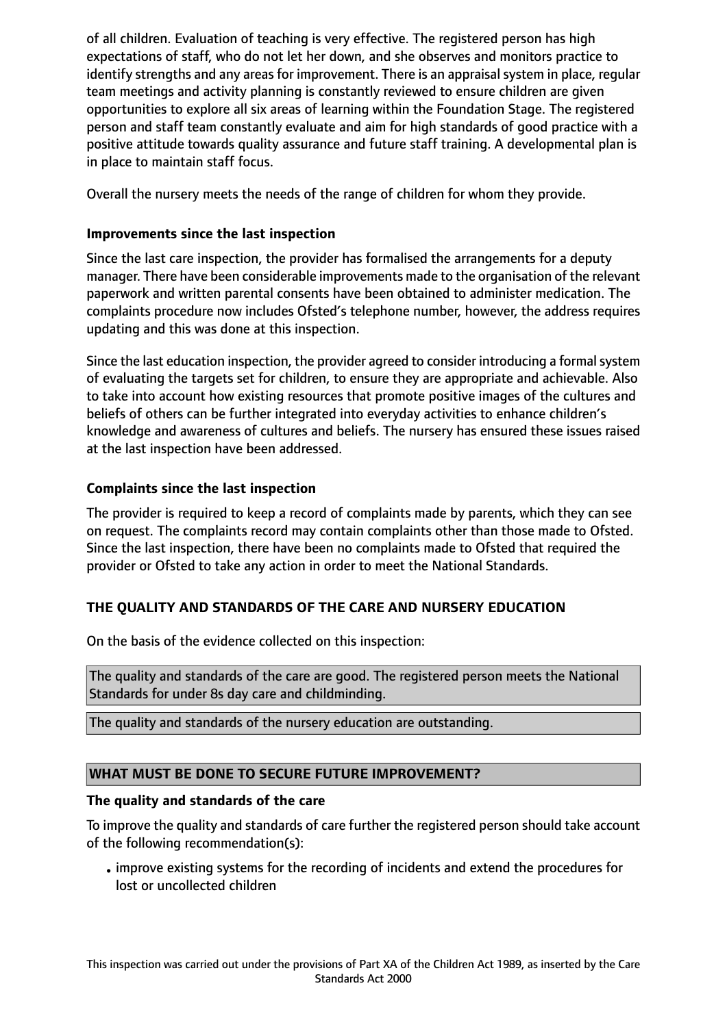of all children. Evaluation of teaching is very effective. The registered person has high expectations of staff, who do not let her down, and she observes and monitors practice to identify strengths and any areas for improvement. There is an appraisal system in place, regular team meetings and activity planning is constantly reviewed to ensure children are given opportunities to explore all six areas of learning within the Foundation Stage. The registered person and staff team constantly evaluate and aim for high standards of good practice with a positive attitude towards quality assurance and future staff training. A developmental plan is in place to maintain staff focus.

Overall the nursery meets the needs of the range of children for whom they provide.

### Improvements since the last inspection

Since the last care inspection, the provider has formalised the arrangements for a deputy manager. There have been considerable improvements made to the organisation of the relevant paperwork and written parental consents have been obtained to administer medication. The complaints procedure now includes Ofsted's telephone number, however, the address requires updating and this was done at this inspection.

Since the last education inspection, the provider agreed to consider introducing a formal system of evaluating the targets set for children, to ensure they are appropriate and achievable. Also to take into account how existing resources that promote positive images of the cultures and beliefs of others can be further integrated into everyday activities to enhance children's knowledge and awareness of cultures and beliefs. The nursery has ensured these issues raised at the last inspection have been addressed.

### Complaints since the last inspection

The provider is required to keep a record of complaints made by parents, which they can see on request. The complaints record may contain complaints other than those made to Ofsted. Since the last inspection, there have been no complaints made to Ofsted that required the provider or Ofsted to take any action in order to meet the National Standards.

## THE QUALITY AND STANDARDS OF THE CARE AND NURSERY EDUCATION

On the basis of the evidence collected on this inspection:

The quality and standards of the care are good. The registered person meets the National Standards for under 8s day care and childminding.

The quality and standards of the nursery education are outstanding.

## WHAT MUST BE DONE TO SECURE FUTURE IMPROVEMENT?

### The quality and standards of the care

To improve the quality and standards of care further the registered person should take account of the following recommendation(s):

- improve existing systems for the recording of incidents and extend the procedures for lost or uncollected children

This inspection was carried out under the provisions of Part XA of the Children Act 1989, as inserted by the Care Standards Act 2000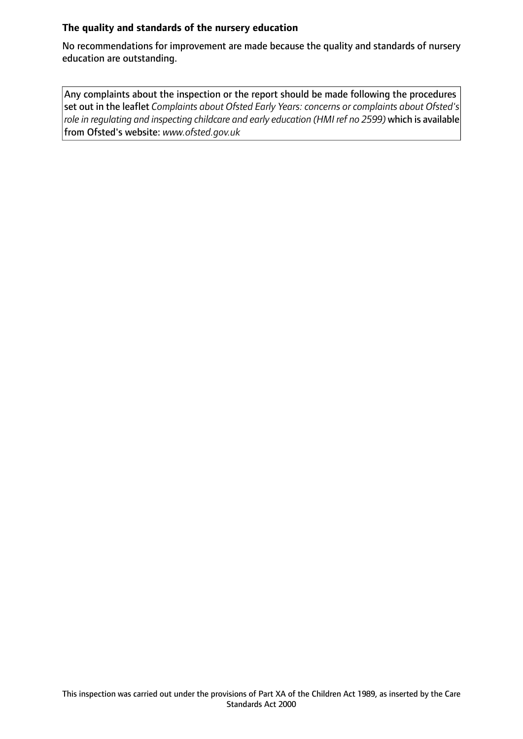**The quality and standards of the nursery education**

No recommendations for improvement are made because the quality and standards of nursery education are outstanding.

Any complaints about the inspection or the report should be made following the procedures set out in the leaflet *Complaints about Ofsted Early Years: concerns or complaints about Ofsted's role in regulating and inspecting childcare and early education (HMI ref no 2599)* which is available from Ofsted's website: *www.ofsted.gov.uk*

This inspection was carried out under the provisions of Part XA of the Children Act 1989, as inserted by the Care Standards Act 2000